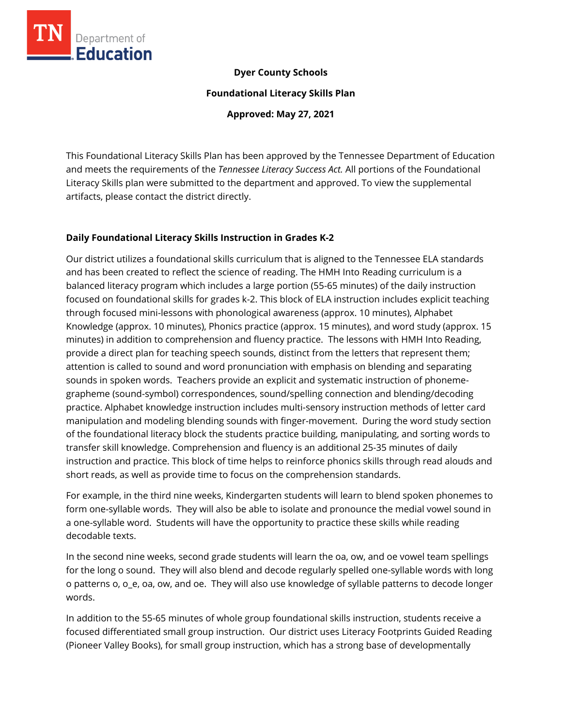**Dyer County Schools**

**Foundational Literacy Skills Plan**

**Approved: May 27, 2021**

This Foundational Literacy Skills Plan has been approved by the Tennessee Department of Education and meets the requirements of the *Tennessee Literacy Success Act.* All portions of the Foundational Literacy Skills plan were submitted to the department and approved. To view the supplemental artifacts, please contact the district directly.

## Daily Foundational Literacy Skills Instruction in Grades K-2

Our district utilizes a foundational skills curriculum that is aligned to the Tennessee ELA standards and has been created to reflect the science of reading. The HMH Into Reading curriculum is a balanced literacy program which includes a large portion (55-65 minutes) of the daily instruction focused on foundational skills for grades k-2. This block of ELA instruction includes explicit teaching through focused mini-lessons with phonological awareness (approx. 10 minutes), Alphabet Knowledge (approx. 10 minutes), Phonics practice (approx. 15 minutes), and word study (approx. 15 minutes) in addition to comprehension and fluency practice. The lessons with HMH Into Reading, provide a direct plan for teaching speech sounds, distinct from the letters that represent them; attention is called to sound and word pronunciation with emphasis on blending and separating sounds in spoken words. Teachers provide an explicit and systematic instruction of phoneme-grapheme (sound-symbol) correspondences, sound/spelling connection and blending/decoding practice. Alphabet knowledge instruction includes multi-sensory instruction methods of letter card manipulation and modeling blending sounds with finger-movement. During the word study section of the foundational literacy block the students practice building, manipulating, and sorting words to transfer skill knowledge. Comprehension and fluency is an additional 25-35 minutes of daily instruction and practice. This block of time helps to reinforce phonics skills through read alouds and short reads, as well as provide time to focus on the comprehension standards.

For example, in the third nine weeks, Kindergarten students will learn to blend spoken phonemes to form one-syllable words. They will also be able to isolate and pronounce the medial vowel sound in a one-syllable word. Students will have the opportunity to practice these skills while reading decodable texts.

In the second nine weeks, second grade students will learn the oa, ow, and oe vowel team spellings for the long o sound. They will also blend and decode regularly spelled one-syllable words with long o patterns o, o_e, oa, ow, and oe. They will also use knowledge of syllable patterns to decode longer words.

In addition to the 55-65 minutes of whole group foundational skills instruction, students receive a focused differentiated small group instruction. Our district uses Literacy Footprints Guided Reading (Pioneer Valley Books), for small group instruction, which has a strong base of developmentally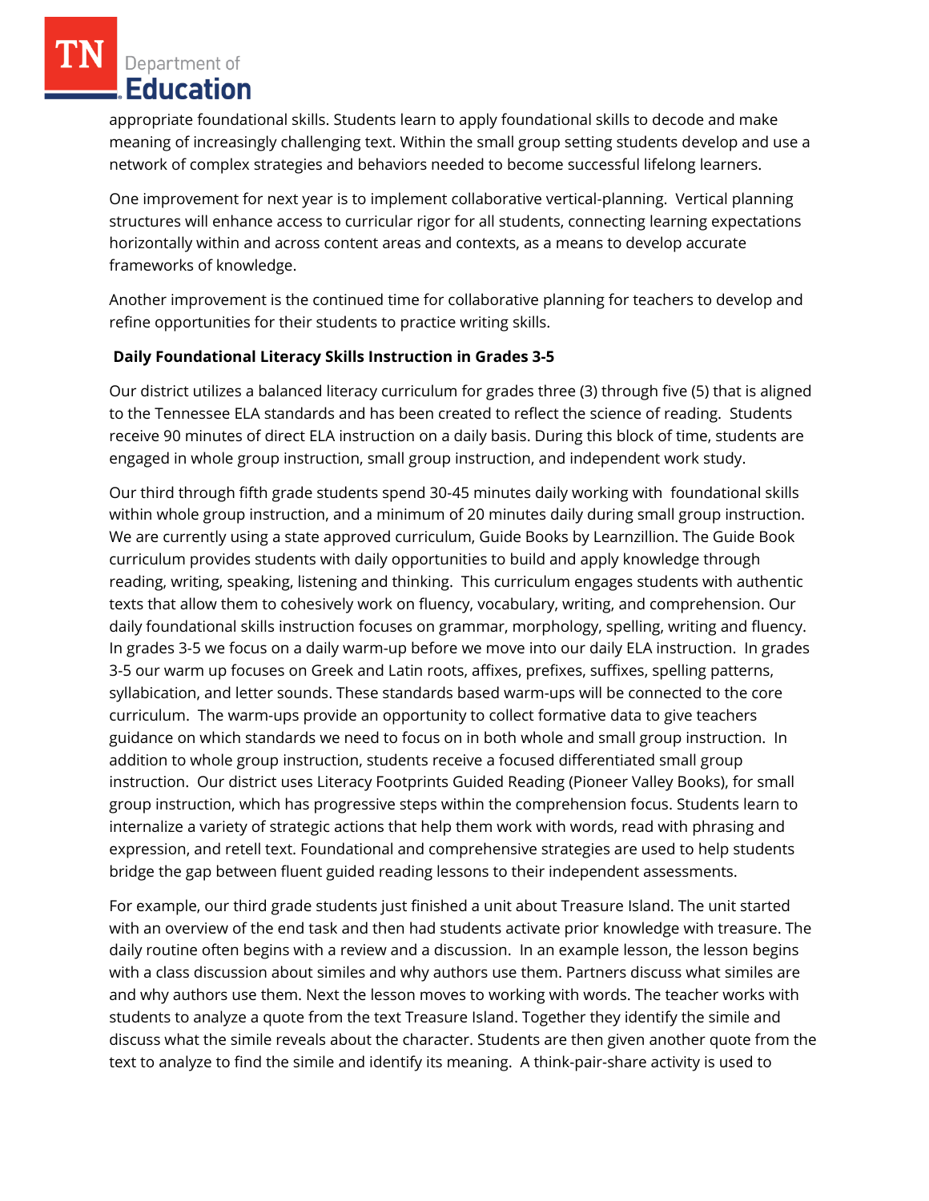appropriate foundational skills. Students learn to apply foundational skills to decode and make meaning of increasingly challenging text. Within the small group setting students develop and use a network of complex strategies and behaviors needed to become successful lifelong learners.

One improvement for next year is to implement collaborative vertical-planning. Vertical planning structures will enhance access to curricular rigor for all students, connecting learning expectations horizontally within and across content areas and contexts, as a means to develop accurate frameworks of knowledge.

Another improvement is the continued time for collaborative planning for teachers to develop and refine opportunities for their students to practice writing skills.

**Daily Foundational Literacy Skills Instruction in Grades 3-5**

Our district utilizes a balanced literacy curriculum for grades three (3) through five (5) that is aligned to the Tennessee ELA standards and has been created to reflect the science of reading. Students receive 90 minutes of direct ELA instruction on a daily basis. During this block of time, students are engaged in whole group instruction, small group instruction, and independent work study.

Our third through fifth grade students spend 30-45 minutes daily working with foundational skills within whole group instruction, and a minimum of 20 minutes daily during small group instruction. We are currently using a state approved curriculum, Guide Books by Learnzillion. The Guide Book curriculum provides students with daily opportunities to build and apply knowledge through reading, writing, speaking, listening and thinking. This curriculum engages students with authentic texts that allow them to cohesively work on fluency, vocabulary, writing, and comprehension. Our daily foundational skills instruction focuses on grammar, morphology, spelling, writing and fluency. In grades 3-5 we focus on a daily warm-up before we move into our daily ELA instruction. In grades 3-5 our warm up focuses on Greek and Latin roots, affixes, prefixes, suffixes, spelling patterns, syllabication, and letter sounds. These standards based warm-ups will be connected to the core curriculum. The warm-ups provide an opportunity to collect formative data to give teachers guidance on which standards we need to focus on in both whole and small group instruction. In addition to whole group instruction, students receive a focused differentiated small group instruction. Our district uses Literacy Footprints Guided Reading (Pioneer Valley Books), for small group instruction, which has progressive steps within the comprehension focus. Students learn to internalize a variety of strategic actions that help them work with words, read with phrasing and expression, and retell text. Foundational and comprehensive strategies are used to help students bridge the gap between fluent guided reading lessons to their independent assessments.

For example, our third grade students just finished a unit about Treasure Island. The unit started with an overview of the end task and then had students activate prior knowledge with treasure. The daily routine often begins with a review and a discussion. In an example lesson, the lesson begins with a class discussion about similes and why authors use them. Partners discuss what similes are and why authors use them. Next the lesson moves to working with words. The teacher works with students to analyze a quote from the text Treasure Island. Together they identify the simile and discuss what the simile reveals about the character. Students are then given another quote from the text to analyze to find the simile and identify its meaning. A think-pair-share activity is used to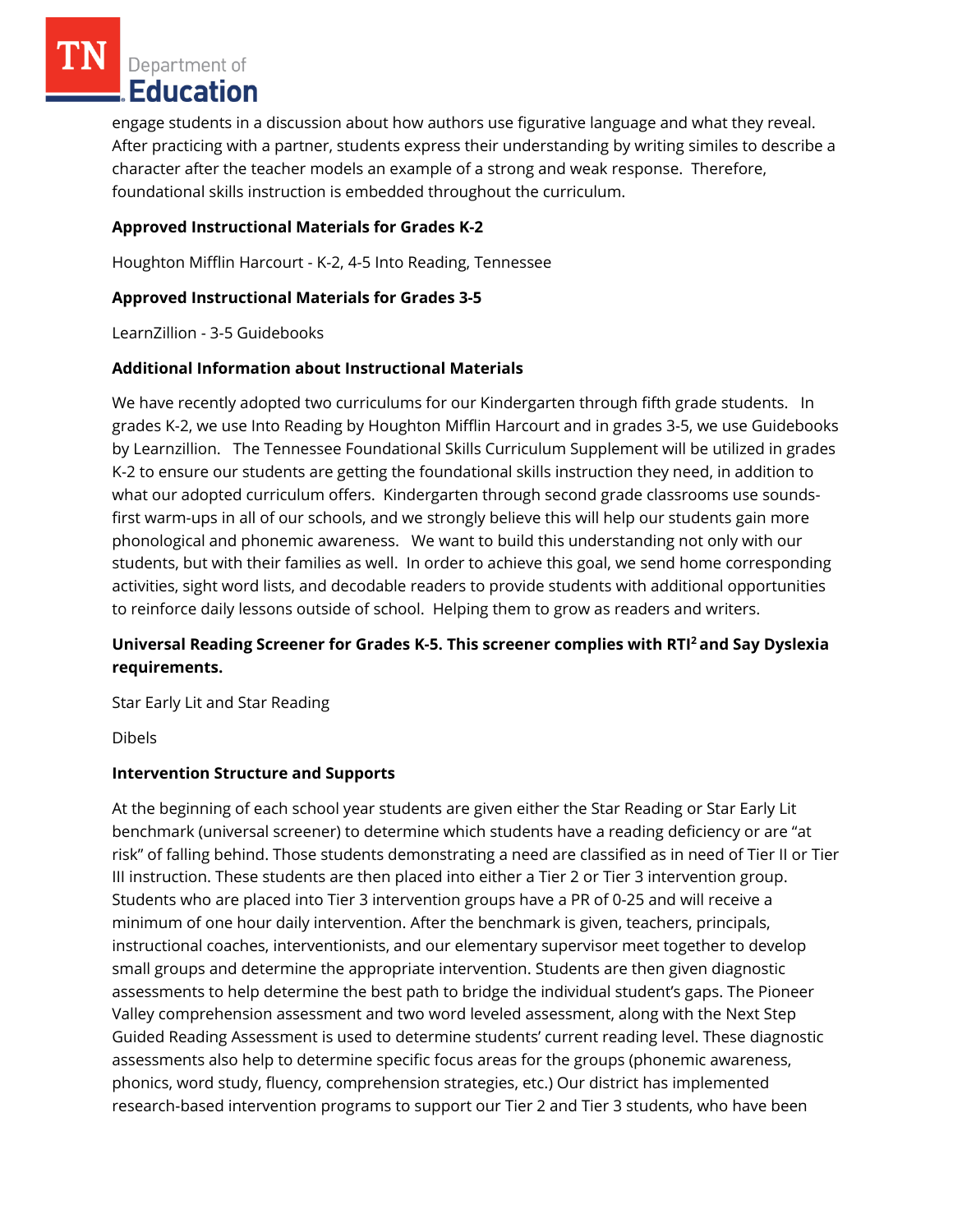engage students in a discussion about how authors use figurative language and what they reveal. After practicing with a partner, students express their understanding by writing similes to describe a character after the teacher models an example of a strong and weak response. Therefore, foundational skills instruction is embedded throughout the curriculum.

**Approved Instructional Materials for Grades K-2**

Houghton Mifflin Harcourt - K-2, 4-5 Into Reading, Tennessee

**Approved Instructional Materials for Grades 3-5**

LearnZillion - 3-5 Guidebooks

**Additional Information about Instructional Materials**

We have recently adopted two curriculums for our Kindergarten through fifth grade students. In grades K-2, we use Into Reading by Houghton Mifflin Harcourt and in grades 3-5, we use Guidebooks by Learnzillion. The Tennessee Foundational Skills Curriculum Supplement will be utilized in grades K-2 to ensure our students are getting the foundational skills instruction they need, in addition to what our adopted curriculum offers. Kindergarten through second grade classrooms use sounds-first warm-ups in all of our schools, and we strongly believe this will help our students gain more phonological and phonemic awareness. We want to build this understanding not only with our students, but with their families as well. In order to achieve this goal, we send home corresponding activities, sight word lists, and decodable readers to provide students with additional opportunities to reinforce daily lessons outside of school. Helping them to grow as readers and writers.

**Universal Reading Screener for Grades K-5. This screener complies with RTI² and Say Dyslexia requirements.**

Star Early Lit and Star Reading

Dibels

**Intervention Structure and Supports**

At the beginning of each school year students are given either the Star Reading or Star Early Lit benchmark (universal screener) to determine which students have a reading deficiency or are "at risk" of falling behind. Those students demonstrating a need are classified as in need of Tier II or Tier III instruction. These students are then placed into either a Tier 2 or Tier 3 intervention group. Students who are placed into Tier 3 intervention groups have a PR of 0-25 and will receive a minimum of one hour daily intervention. After the benchmark is given, teachers, principals, instructional coaches, interventionists, and our elementary supervisor meet together to develop small groups and determine the appropriate intervention. Students are then given diagnostic assessments to help determine the best path to bridge the individual student's gaps. The Pioneer Valley comprehension assessment and two word leveled assessment, along with the Next Step Guided Reading Assessment is used to determine students' current reading level. These diagnostic assessments also help to determine specific focus areas for the groups (phonemic awareness, phonics, word study, fluency, comprehension strategies, etc.) Our district has implemented research-based intervention programs to support our Tier 2 and Tier 3 students, who have been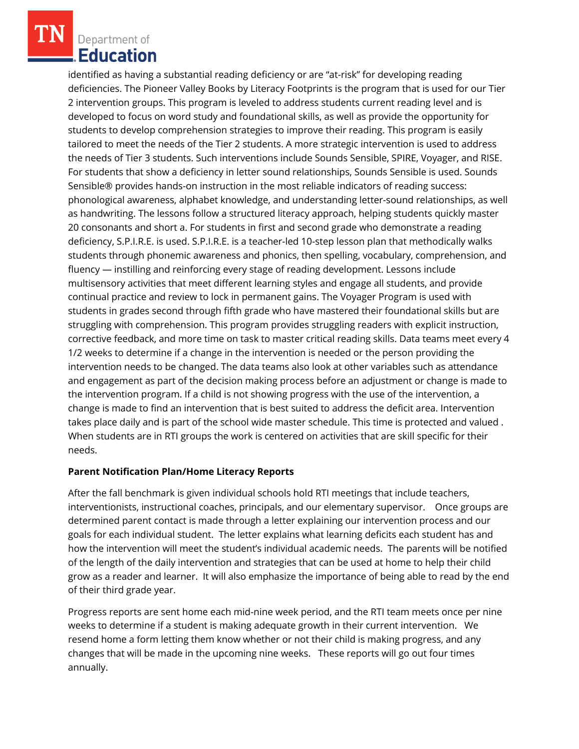identified as having a substantial reading deficiency or are "at-risk" for developing reading deficiencies. The Pioneer Valley Books by Literacy Footprints is the program that is used for our Tier 2 intervention groups. This program is leveled to address students current reading level and is developed to focus on word study and foundational skills, as well as provide the opportunity for students to develop comprehension strategies to improve their reading. This program is easily tailored to meet the needs of the Tier 2 students. A more strategic intervention is used to address the needs of Tier 3 students. Such interventions include Sounds Sensible, SPIRE, Voyager, and RISE. For students that show a deficiency in letter sound relationships, Sounds Sensible is used. Sounds Sensible® provides hands-on instruction in the most reliable indicators of reading success: phonological awareness, alphabet knowledge, and understanding letter-sound relationships, as well as handwriting. The lessons follow a structured literacy approach, helping students quickly master 20 consonants and short a. For students in first and second grade who demonstrate a reading deficiency, S.P.I.R.E. is used. S.P.I.R.E. is a teacher-led 10-step lesson plan that methodically walks students through phonemic awareness and phonics, then spelling, vocabulary, comprehension, and fluency — instilling and reinforcing every stage of reading development. Lessons include multisensory activities that meet different learning styles and engage all students, and provide continual practice and review to lock in permanent gains. The Voyager Program is used with students in grades second through fifth grade who have mastered their foundational skills but are struggling with comprehension. This program provides struggling readers with explicit instruction, corrective feedback, and more time on task to master critical reading skills. Data teams meet every 4 1/2 weeks to determine if a change in the intervention is needed or the person providing the intervention needs to be changed. The data teams also look at other variables such as attendance and engagement as part of the decision making process before an adjustment or change is made to the intervention program. If a child is not showing progress with the use of the intervention, a change is made to find an intervention that is best suited to address the deficit area. Intervention takes place daily and is part of the school wide master schedule. This time is protected and valued . When students are in RTI groups the work is centered on activities that are skill specific for their needs.

**Parent Notification Plan/Home Literacy Reports**

After the fall benchmark is given individual schools hold RTI meetings that include teachers, interventionists, instructional coaches, principals, and our elementary supervisor. Once groups are determined parent contact is made through a letter explaining our intervention process and our goals for each individual student. The letter explains what learning deficits each student has and how the intervention will meet the student's individual academic needs. The parents will be notified of the length of the daily intervention and strategies that can be used at home to help their child grow as a reader and learner. It will also emphasize the importance of being able to read by the end of their third grade year.

Progress reports are sent home each mid-nine week period, and the RTI team meets once per nine weeks to determine if a student is making adequate growth in their current intervention. We resend home a form letting them know whether or not their child is making progress, and any changes that will be made in the upcoming nine weeks. These reports will go out four times annually.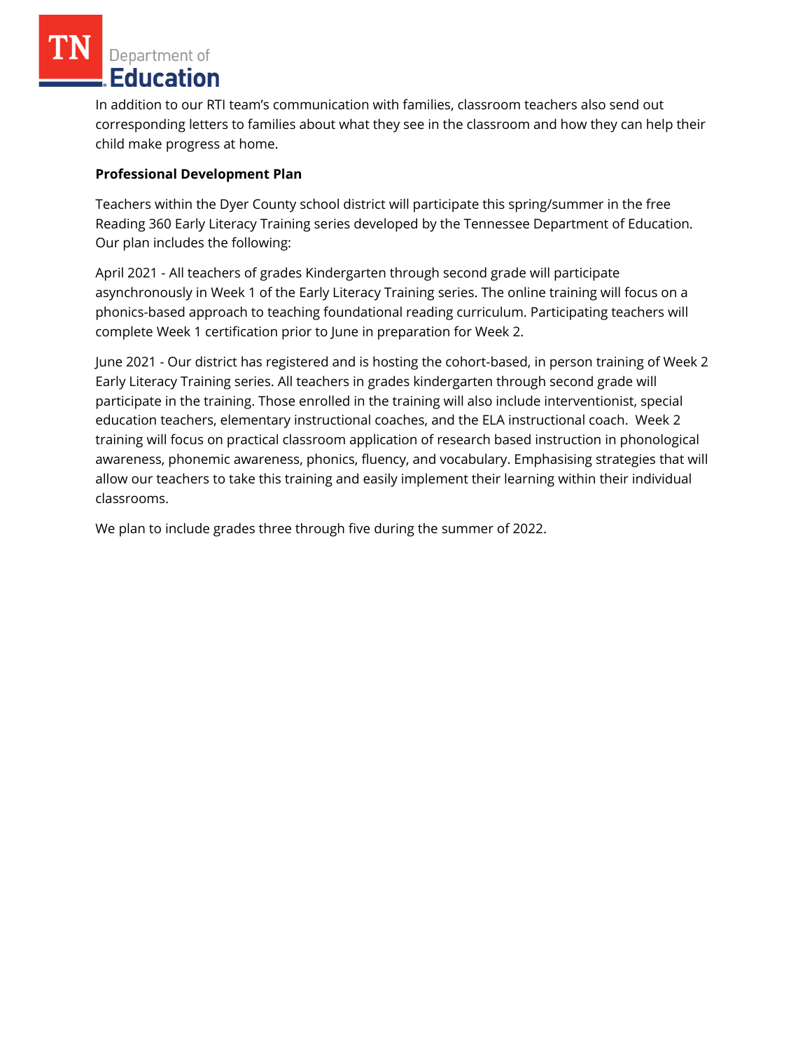In addition to our RTI team's communication with families, classroom teachers also send out corresponding letters to families about what they see in the classroom and how they can help their child make progress at home.

**Professional Development Plan**

Teachers within the Dyer County school district will participate this spring/summer in the free Reading 360 Early Literacy Training series developed by the Tennessee Department of Education. Our plan includes the following:

April 2021 - All teachers of grades Kindergarten through second grade will participate asynchronously in Week 1 of the Early Literacy Training series. The online training will focus on a phonics-based approach to teaching foundational reading curriculum. Participating teachers will complete Week 1 certification prior to June in preparation for Week 2.

June 2021 - Our district has registered and is hosting the cohort-based, in person training of Week 2 Early Literacy Training series. All teachers in grades kindergarten through second grade will participate in the training. Those enrolled in the training will also include interventionist, special education teachers, elementary instructional coaches, and the ELA instructional coach. Week 2 training will focus on practical classroom application of research based instruction in phonological awareness, phonemic awareness, phonics, fluency, and vocabulary. Emphasising strategies that will allow our teachers to take this training and easily implement their learning within their individual classrooms.

We plan to include grades three through five during the summer of 2022.